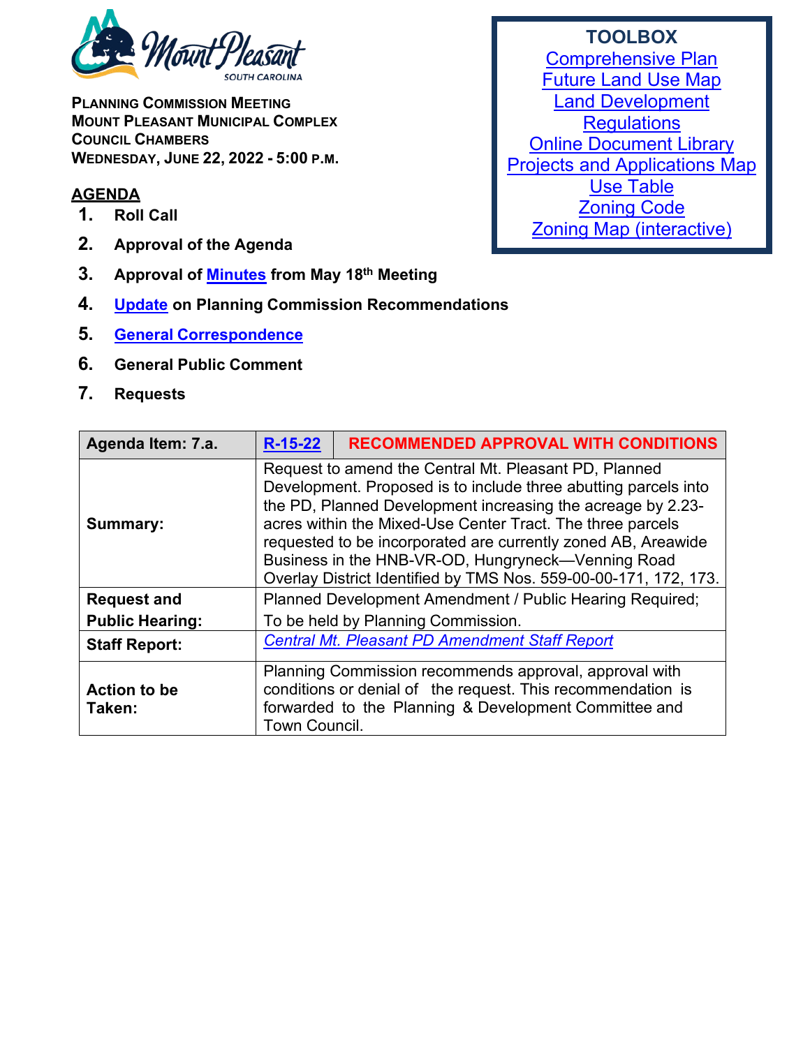**PLANNING COMMISSION MEETING**
**MOUNT PLEASANT MUNICIPAL COMPLEX**
**COUNCIL CHAMBERS**
**WEDNESDAY, JUNE 22, 2022 - 5:00 P.M.**

**TOOLBOX**

- Comprehensive Plan
- Future Land Use Map
- Land Development Regulations
- Online Document Library
- Projects and Applications Map
- Use Table
- Zoning Code
- Zoning Map (interactive)

## AGENDA

1. **Roll Call**
2. **Approval of the Agenda**
3. **Approval of Minutes from May 18th Meeting**
4. **Update on Planning Commission Recommendations**
5. **General Correspondence**
6. **General Public Comment**
7. **Requests**

| **Agenda Item: 7.a.** | **R-15-22** | **RECOMMENDED APPROVAL WITH CONDITIONS** |
|---|---|---|
| **Summary:** | Request to amend the Central Mt. Pleasant PD, Planned Development. Proposed is to include three abutting parcels into the PD, Planned Development increasing the acreage by 2.23-acres within the Mixed-Use Center Tract. The three parcels requested to be incorporated are currently zoned AB, Areawide Business in the HNB-VR-OD, Hungryneck—Venning Road Overlay District Identified by TMS Nos. 559-00-00-171, 172, 173. | |
| **Request and Public Hearing:** | Planned Development Amendment / Public Hearing Required; To be held by Planning Commission. | |
| **Staff Report:** | *Central Mt. Pleasant PD Amendment Staff Report* | |
| **Action to be Taken:** | Planning Commission recommends approval, approval with conditions or denial of the request. This recommendation is forwarded to the Planning & Development Committee and Town Council. | |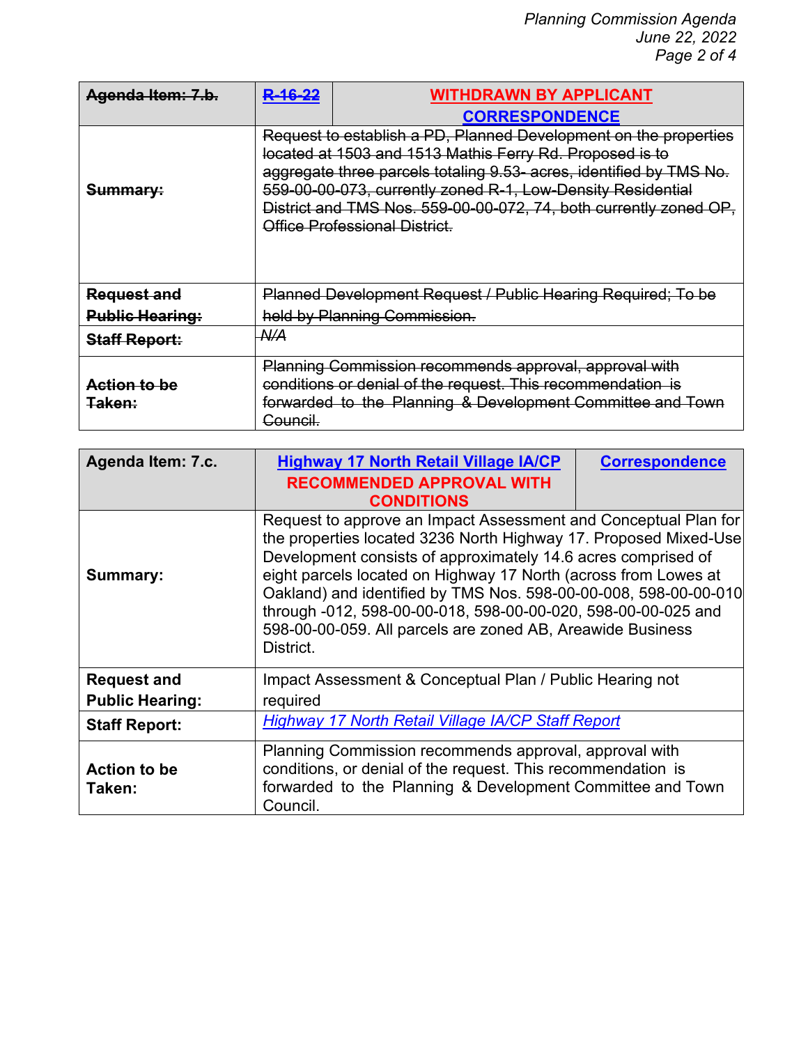| ~~Agenda Item: 7.b.~~ | ~~R-16-22~~ | **WITHDRAWN BY APPLICANT** **CORRESPONDENCE** |
|---|---|---|
| ~~**Summary:**~~ | ~~Request to establish a PD, Planned Development on the properties located at 1503 and 1513 Mathis Ferry Rd. Proposed is to aggregate three parcels totaling 9.53- acres, identified by TMS No. 559-00-00-073, currently zoned R-1, Low-Density Residential District and TMS Nos. 559-00-00-072, 74, both currently zoned OP, Office Professional District.~~ | |
| ~~**Request and Public Hearing:**~~ | ~~Planned Development Request / Public Hearing Required; To be held by Planning Commission.~~ | |
| ~~**Staff Report:**~~ | ~~*N/A*~~ | |
| ~~**Action to be Taken:**~~ | ~~Planning Commission recommends approval, approval with conditions or denial of the request. This recommendation is forwarded to the Planning & Development Committee and Town Council.~~ | |

| Agenda Item: 7.c. | **Highway 17 North Retail Village IA/CP** **RECOMMENDED APPROVAL WITH CONDITIONS** | **Correspondence** |
|---|---|---|
| **Summary:** | Request to approve an Impact Assessment and Conceptual Plan for the properties located 3236 North Highway 17. Proposed Mixed-Use Development consists of approximately 14.6 acres comprised of eight parcels located on Highway 17 North (across from Lowes at Oakland) and identified by TMS Nos. 598-00-00-008, 598-00-00-010 through -012, 598-00-00-018, 598-00-00-020, 598-00-00-025 and 598-00-00-059. All parcels are zoned AB, Areawide Business District. | |
| **Request and Public Hearing:** | Impact Assessment & Conceptual Plan / Public Hearing not required | |
| **Staff Report:** | *Highway 17 North Retail Village IA/CP Staff Report* | |
| **Action to be Taken:** | Planning Commission recommends approval, approval with conditions, or denial of the request. This recommendation is forwarded to the Planning & Development Committee and Town Council. | |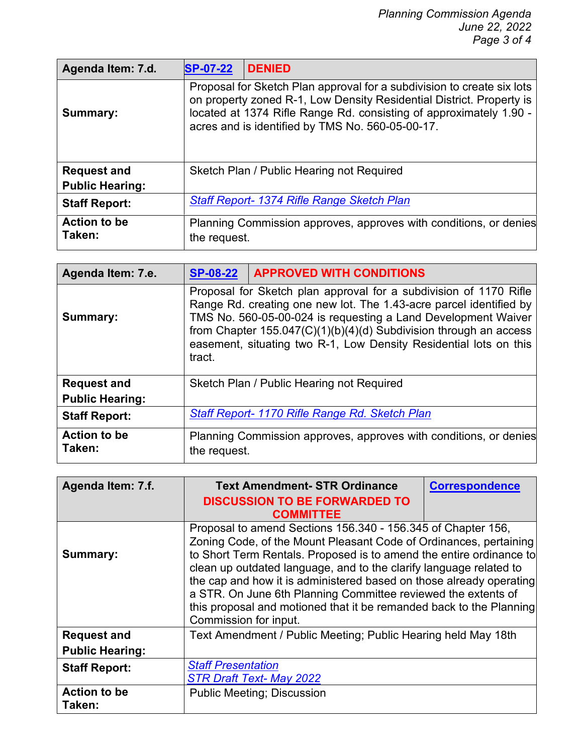| Agenda Item: 7.d. | SP-07-22 | DENIED |
|---|---|---|
| **Summary:** | Proposal for Sketch Plan approval for a subdivision to create six lots on property zoned R-1, Low Density Residential District. Property is located at 1374 Rifle Range Rd. consisting of approximately 1.90 -acres and is identified by TMS No. 560-05-00-17. | |
| **Request and Public Hearing:** | Sketch Plan / Public Hearing not Required | |
| **Staff Report:** | *Staff Report- 1374 Rifle Range Sketch Plan* | |
| **Action to be Taken:** | Planning Commission approves, approves with conditions, or denies the request. | |

| Agenda Item: 7.e. | SP-08-22 | APPROVED WITH CONDITIONS |
|---|---|---|
| **Summary:** | Proposal for Sketch plan approval for a subdivision of 1170 Rifle Range Rd. creating one new lot. The 1.43-acre parcel identified by TMS No. 560-05-00-024 is requesting a Land Development Waiver from Chapter 155.047(C)(1)(b)(4)(d) Subdivision through an access easement, situating two R-1, Low Density Residential lots on this tract. | |
| **Request and Public Hearing:** | Sketch Plan / Public Hearing not Required | |
| **Staff Report:** | *Staff Report- 1170 Rifle Range Rd. Sketch Plan* | |
| **Action to be Taken:** | Planning Commission approves, approves with conditions, or denies the request. | |

| Agenda Item: 7.f. | Text Amendment- STR Ordinance DISCUSSION TO BE FORWARDED TO COMMITTEE | Correspondence |
|---|---|---|
| **Summary:** | Proposal to amend Sections 156.340 - 156.345 of Chapter 156, Zoning Code, of the Mount Pleasant Code of Ordinances, pertaining to Short Term Rentals. Proposed is to amend the entire ordinance to clean up outdated language, and to the clarify language related to the cap and how it is administered based on those already operating a STR. On June 6th Planning Committee reviewed the extents of this proposal and motioned that it be remanded back to the Planning Commission for input. | |
| **Request and Public Hearing:** | Text Amendment / Public Meeting; Public Hearing held May 18th | |
| **Staff Report:** | *Staff Presentation* <br> *STR Draft Text- May 2022* | |
| **Action to be Taken:** | Public Meeting; Discussion | |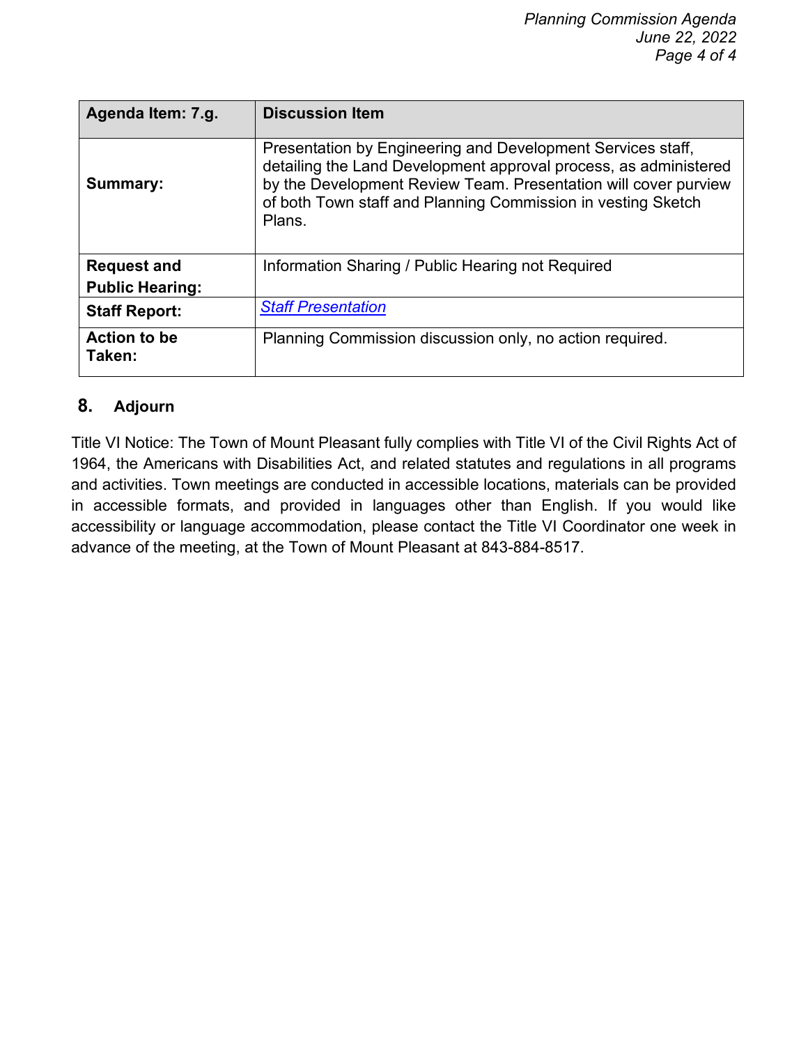| Agenda Item: 7.g. | Discussion Item |
|---|---|
| **Summary:** | Presentation by Engineering and Development Services staff, detailing the Land Development approval process, as administered by the Development Review Team. Presentation will cover purview of both Town staff and Planning Commission in vesting Sketch Plans. |
| **Request and Public Hearing:** | Information Sharing / Public Hearing not Required |
| **Staff Report:** | *Staff Presentation* |
| **Action to be Taken:** | Planning Commission discussion only, no action required. |

## 8. Adjourn

Title VI Notice: The Town of Mount Pleasant fully complies with Title VI of the Civil Rights Act of 1964, the Americans with Disabilities Act, and related statutes and regulations in all programs and activities. Town meetings are conducted in accessible locations, materials can be provided in accessible formats, and provided in languages other than English. If you would like accessibility or language accommodation, please contact the Title VI Coordinator one week in advance of the meeting, at the Town of Mount Pleasant at 843-884-8517.